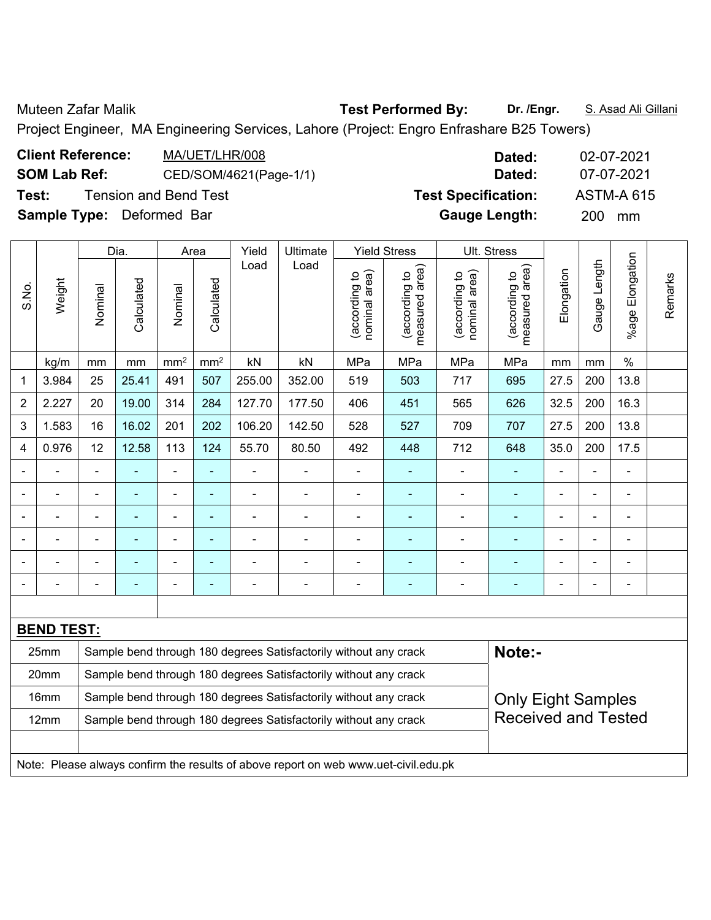Muteen Zafar Malik **Test Performed By:** **Dr. /Engr.** S. Asad Ali Gillani

Project Engineer, MA Engineering Services, Lahore (Project: Engro Enfrashare B25 Towers)

**Client Reference:** MA/UET/LHR/008 **Dated:** 02-07-2021

**SOM Lab Ref:** CED/SOM/4621(Page-1/1) **Dated:** 07-07-2021

**Test:** Tension and Bend Test **Test Specification:** ASTM-A 615

**Sample Type:** Deformed Bar **Gauge Length:** 200 mm

| S.No. | Weight | Dia. | | Area | | Yield Load | Ultimate Load | Yield Stress | | Ult. Stress | | Elongation | Gauge Length | %age Elongation | Remarks |
|---|---|---|---|---|---|---|---|---|---|---|---|---|---|---|---|
| | | Nominal | Calculated | Nominal | Calculated | | | (according to nominal area) | (according to measured area) | (according to nominal area) | (according to measured area) | | | | |
| | kg/m | mm | mm | mm² | mm² | kN | kN | MPa | MPa | MPa | MPa | mm | mm | % | |
| 1 | 3.984 | 25 | 25.41 | 491 | 507 | 255.00 | 352.00 | 519 | 503 | 717 | 695 | 27.5 | 200 | 13.8 | |
| 2 | 2.227 | 20 | 19.00 | 314 | 284 | 127.70 | 177.50 | 406 | 451 | 565 | 626 | 32.5 | 200 | 16.3 | |
| 3 | 1.583 | 16 | 16.02 | 201 | 202 | 106.20 | 142.50 | 528 | 527 | 709 | 707 | 27.5 | 200 | 13.8 | |
| 4 | 0.976 | 12 | 12.58 | 113 | 124 | 55.70 | 80.50 | 492 | 448 | 712 | 648 | 35.0 | 200 | 17.5 | |
| - | - | - | - | - | - | - | - | - | - | - | - | - | - | - | |
| - | - | - | - | - | - | - | - | - | - | - | - | - | - | - | |
| - | - | - | - | - | - | - | - | - | - | - | - | - | - | - | |
| - | - | - | - | - | - | - | - | - | - | - | - | - | - | - | |
| - | - | - | - | - | - | - | - | - | - | - | - | - | - | - | |
| - | - | - | - | - | - | - | - | - | - | - | - | - | - | - | |

**BEND TEST:**

| Size | Result |
|---|---|
| 25mm | Sample bend through 180 degrees Satisfactorily without any crack |
| 20mm | Sample bend through 180 degrees Satisfactorily without any crack |
| 16mm | Sample bend through 180 degrees Satisfactorily without any crack |
| 12mm | Sample bend through 180 degrees Satisfactorily without any crack |

**Note:-**

Only Eight Samples Received and Tested

Note: Please always confirm the results of above report on web www.uet-civil.edu.pk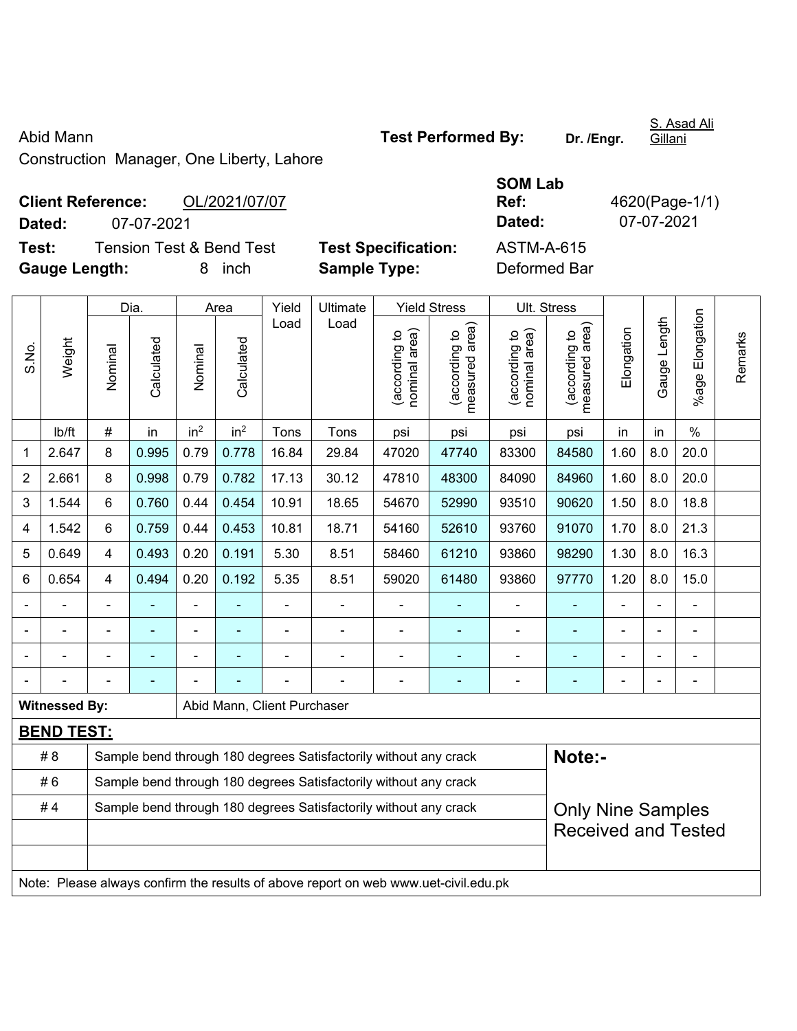Abid Mann
Construction Manager, One Liberty, Lahore

**Test Performed By:** Dr. /Engr. S. Asad Ali Gillani

**Client Reference:** OL/2021/07/07
**Dated:** 07-07-2021

**SOM Lab Ref:** 4620(Page-1/1)
**Dated:** 07-07-2021

**Test:** Tension Test & Bend Test
**Gauge Length:** 8 inch

**Test Specification:** ASTM-A-615
**Sample Type:** Deformed Bar

| S.No. | Weight | Dia. | | Area | | Yield Load | Ultimate Load | Yield Stress | | Ult. Stress | | Elongation | Gauge Length | %age Elongation | Remarks |
|---|---|---|---|---|---|---|---|---|---|---|---|---|---|---|---|
| | | Nominal | Calculated | Nominal | Calculated | | | (according to nominal area) | (according to measured area) | (according to nominal area) | (according to measured area) | | | | |
| | lb/ft | # | in | $in^2$ | $in^2$ | Tons | Tons | psi | psi | psi | psi | in | in | % | |
| 1 | 2.647 | 8 | 0.995 | 0.79 | 0.778 | 16.84 | 29.84 | 47020 | 47740 | 83300 | 84580 | 1.60 | 8.0 | 20.0 | |
| 2 | 2.661 | 8 | 0.998 | 0.79 | 0.782 | 17.13 | 30.12 | 47810 | 48300 | 84090 | 84960 | 1.60 | 8.0 | 20.0 | |
| 3 | 1.544 | 6 | 0.760 | 0.44 | 0.454 | 10.91 | 18.65 | 54670 | 52990 | 93510 | 90620 | 1.50 | 8.0 | 18.8 | |
| 4 | 1.542 | 6 | 0.759 | 0.44 | 0.453 | 10.81 | 18.71 | 54160 | 52610 | 93760 | 91070 | 1.70 | 8.0 | 21.3 | |
| 5 | 0.649 | 4 | 0.493 | 0.20 | 0.191 | 5.30 | 8.51 | 58460 | 61210 | 93860 | 98290 | 1.30 | 8.0 | 16.3 | |
| 6 | 0.654 | 4 | 0.494 | 0.20 | 0.192 | 5.35 | 8.51 | 59020 | 61480 | 93860 | 97770 | 1.20 | 8.0 | 15.0 | |
| - | - | - | - | - | - | - | - | - | - | - | - | - | - | - | |
| - | - | - | - | - | - | - | - | - | - | - | - | - | - | - | |
| - | - | - | - | - | - | - | - | - | - | - | - | - | - | - | |
| - | - | - | - | - | - | - | - | - | - | - | - | - | - | - | |

**Witnessed By:** Abid Mann, Client Purchaser

**BEND TEST:**

| | | |
|---|---|---|
| # 8 | Sample bend through 180 degrees Satisfactorily without any crack | **Note:-** |
| # 6 | Sample bend through 180 degrees Satisfactorily without any crack | |
| # 4 | Sample bend through 180 degrees Satisfactorily without any crack | Only Nine Samples Received and Tested |
| | | |
| | | |

Note: Please always confirm the results of above report on web www.uet-civil.edu.pk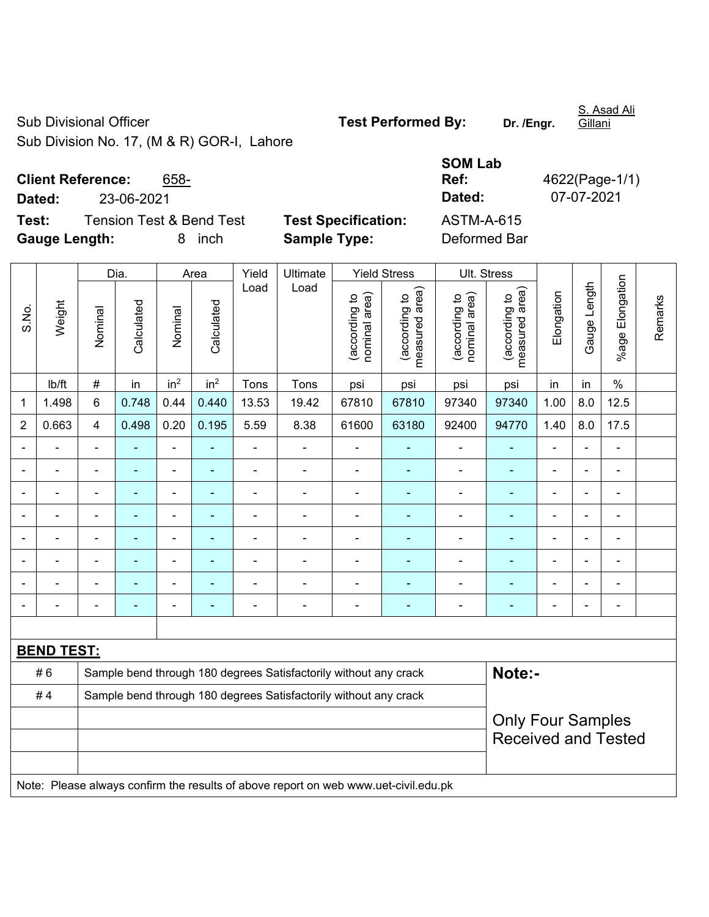Sub Divisional Officer

Sub Division No. 17, (M & R) GOR-I, Lahore

**Test Performed By:** **Dr. /Engr.** S. Asad Ali Gillani

**Client Reference:** 658-

**Dated:** 23-06-2021

**SOM Lab Ref:** 4622(Page-1/1)

**Dated:** 07-07-2021

**Test:** Tension Test & Bend Test

**Test Specification:** ASTM-A-615

**Gauge Length:** 8 inch

**Sample Type:** Deformed Bar

| S.No. | Weight | Dia. | | Area | | Yield Load | Ultimate Load | Yield Stress | | Ult. Stress | | Elongation | Gauge Length | %age Elongation | Remarks |
|---|---|---|---|---|---|---|---|---|---|---|---|---|---|---|---|
| | | Nominal | Calculated | Nominal | Calculated | | | (according to nominal area) | (according to measured area) | (according to nominal area) | (according to measured area) | | | | |
| | lb/ft | # | in | $in^2$ | $in^2$ | Tons | Tons | psi | psi | psi | psi | in | in | % | |
| 1 | 1.498 | 6 | 0.748 | 0.44 | 0.440 | 13.53 | 19.42 | 67810 | 67810 | 97340 | 97340 | 1.00 | 8.0 | 12.5 | |
| 2 | 0.663 | 4 | 0.498 | 0.20 | 0.195 | 5.59 | 8.38 | 61600 | 63180 | 92400 | 94770 | 1.40 | 8.0 | 17.5 | |
| - | - | - | - | - | - | - | - | - | - | - | - | - | - | - | |
| - | - | - | - | - | - | - | - | - | - | - | - | - | - | - | |
| - | - | - | - | - | - | - | - | - | - | - | - | - | - | - | |
| - | - | - | - | - | - | - | - | - | - | - | - | - | - | - | |
| - | - | - | - | - | - | - | - | - | - | - | - | - | - | - | |
| - | - | - | - | - | - | - | - | - | - | - | - | - | - | - | |
| - | - | - | - | - | - | - | - | - | - | - | - | - | - | - | |
| - | - | - | - | - | - | - | - | - | - | - | - | - | - | - | |

**BEND TEST:**

| | | |
|---|---|---|
| # 6 | Sample bend through 180 degrees Satisfactorily without any crack | **Note:-** |
| # 4 | Sample bend through 180 degrees Satisfactorily without any crack | |
| | | Only Four Samples Received and Tested |

Note: Please always confirm the results of above report on web www.uet-civil.edu.pk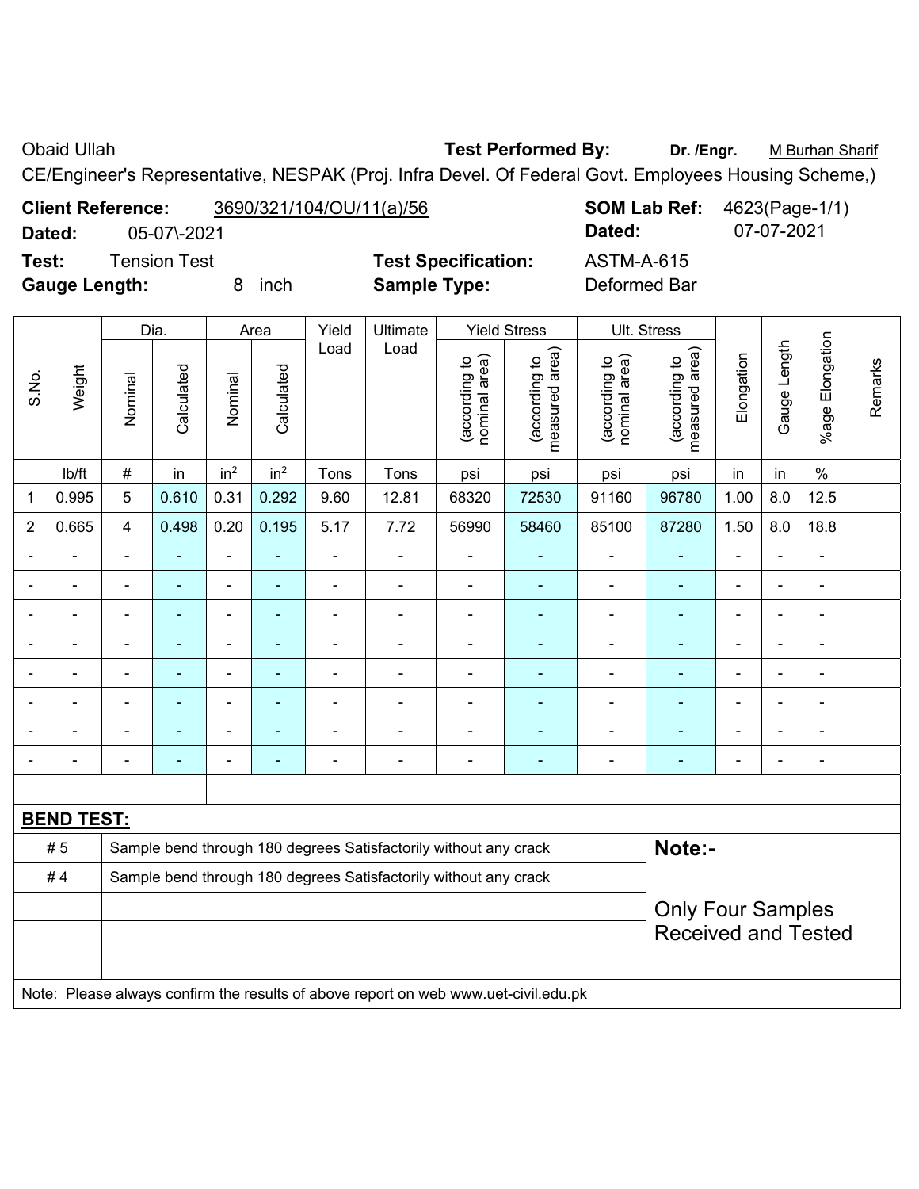Obaid Ullah **Test Performed By:** **Dr. /Engr.** M Burhan Sharif

CE/Engineer's Representative, NESPAK (Proj. Infra Devel. Of Federal Govt. Employees Housing Scheme,)

**Client Reference:** 3690/321/104/OU/11(a)/56 **SOM Lab Ref:** 4623(Page-1/1)

**Dated:** 05-07\-2021 **Dated:** 07-07-2021

**Test:** Tension Test **Test Specification:** ASTM-A-615

**Gauge Length:** 8 inch **Sample Type:** Deformed Bar

| S.No. | Weight | Dia. | | Area | | Yield Load | Ultimate Load | Yield Stress | | Ult. Stress | | Elongation | Gauge Length | %age Elongation | Remarks |
|---|---|---|---|---|---|---|---|---|---|---|---|---|---|---|---|
| | | Nominal | Calculated | Nominal | Calculated | | | (according to nominal area) | (according to measured area) | (according to nominal area) | (according to measured area) | | | | |
| | lb/ft | # | in | in$^2$ | in$^2$ | Tons | Tons | psi | psi | psi | psi | in | in | % | |
| 1 | 0.995 | 5 | 0.610 | 0.31 | 0.292 | 9.60 | 12.81 | 68320 | 72530 | 91160 | 96780 | 1.00 | 8.0 | 12.5 | |
| 2 | 0.665 | 4 | 0.498 | 0.20 | 0.195 | 5.17 | 7.72 | 56990 | 58460 | 85100 | 87280 | 1.50 | 8.0 | 18.8 | |
| - | - | - | - | - | - | - | - | - | - | - | - | - | - | - | |
| - | - | - | - | - | - | - | - | - | - | - | - | - | - | - | |
| - | - | - | - | - | - | - | - | - | - | - | - | - | - | - | |
| - | - | - | - | - | - | - | - | - | - | - | - | - | - | - | |
| - | - | - | - | - | - | - | - | - | - | - | - | - | - | - | |
| - | - | - | - | - | - | - | - | - | - | - | - | - | - | - | |
| - | - | - | - | - | - | - | - | - | - | - | - | - | - | - | |
| - | - | - | - | - | - | - | - | - | - | - | - | - | - | - | |

**BEND TEST:**

| | | |
|---|---|---|
| # 5 | Sample bend through 180 degrees Satisfactorily without any crack | **Note:-** |
| # 4 | Sample bend through 180 degrees Satisfactorily without any crack | Only Four Samples Received and Tested |

Note: Please always confirm the results of above report on web www.uet-civil.edu.pk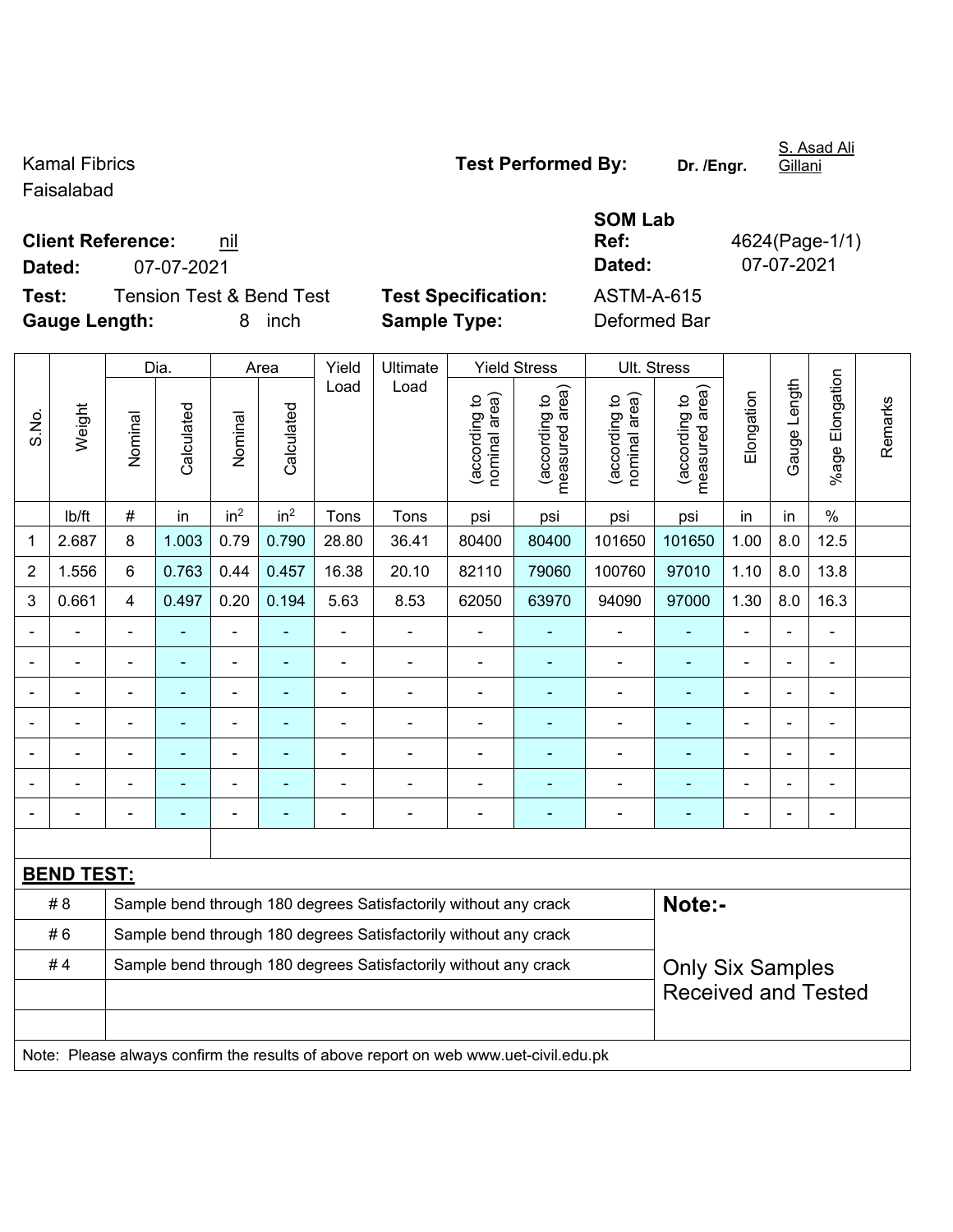Kamal Fibrics
Faisalabad

**Test Performed By:** **Dr. /Engr.** S. Asad Ali Gillani

**Client Reference:** nil
**Dated:** 07-07-2021

**SOM Lab Ref:** 4624(Page-1/1)
**Dated:** 07-07-2021

**Test:** Tension Test & Bend Test
**Gauge Length:** 8 inch

**Test Specification:** ASTM-A-615
**Sample Type:** Deformed Bar

| S.No. | Weight | Dia. | | Area | | Yield Load | Ultimate Load | Yield Stress | | Ult. Stress | | Elongation | Gauge Length | %age Elongation | Remarks |
|---|---|---|---|---|---|---|---|---|---|---|---|---|---|---|---|
| | | Nominal | Calculated | Nominal | Calculated | | | (according to nominal area) | (according to measured area) | (according to nominal area) | (according to measured area) | | | | |
| | lb/ft | # | in | in$^2$ | in$^2$ | Tons | Tons | psi | psi | psi | psi | in | in | % | |
| 1 | 2.687 | 8 | 1.003 | 0.79 | 0.790 | 28.80 | 36.41 | 80400 | 80400 | 101650 | 101650 | 1.00 | 8.0 | 12.5 | |
| 2 | 1.556 | 6 | 0.763 | 0.44 | 0.457 | 16.38 | 20.10 | 82110 | 79060 | 100760 | 97010 | 1.10 | 8.0 | 13.8 | |
| 3 | 0.661 | 4 | 0.497 | 0.20 | 0.194 | 5.63 | 8.53 | 62050 | 63970 | 94090 | 97000 | 1.30 | 8.0 | 16.3 | |
| - | - | - | - | - | - | - | - | - | - | - | - | - | - | - | |
| - | - | - | - | - | - | - | - | - | - | - | - | - | - | - | |
| - | - | - | - | - | - | - | - | - | - | - | - | - | - | - | |
| - | - | - | - | - | - | - | - | - | - | - | - | - | - | - | |
| - | - | - | - | - | - | - | - | - | - | - | - | - | - | - | |
| - | - | - | - | - | - | - | - | - | - | - | - | - | - | - | |
| - | - | - | - | - | - | - | - | - | - | - | - | - | - | - | |

**BEND TEST:**

| | |
|---|---|
| # 8 | Sample bend through 180 degrees Satisfactorily without any crack |
| # 6 | Sample bend through 180 degrees Satisfactorily without any crack |
| # 4 | Sample bend through 180 degrees Satisfactorily without any crack |

**Note:-**

Only Six Samples Received and Tested

Note: Please always confirm the results of above report on web www.uet-civil.edu.pk